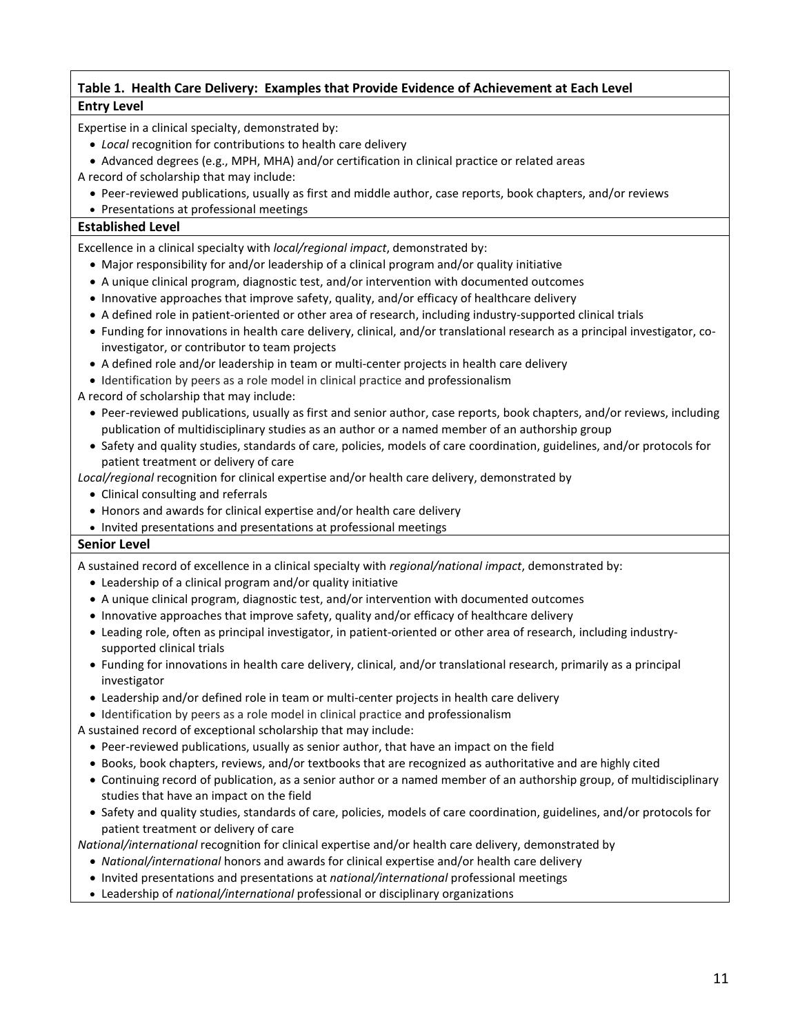**Table 1. Health Care Delivery: Examples that Provide Evidence of Achievement at Each Level**

**Entry Level**

Expertise in a clinical specialty, demonstrated by:

- *Local* recognition for contributions to health care delivery
- Advanced degrees (e.g., MPH, MHA) and/or certification in clinical practice or related areas

A record of scholarship that may include:

- Peer-reviewed publications, usually as first and middle author, case reports, book chapters, and/or reviews
- Presentations at professional meetings

**Established Level**

Excellence in a clinical specialty with *local/regional impact*, demonstrated by:

- Major responsibility for and/or leadership of a clinical program and/or quality initiative
- A unique clinical program, diagnostic test, and/or intervention with documented outcomes
- Innovative approaches that improve safety, quality, and/or efficacy of healthcare delivery
- A defined role in patient-oriented or other area of research, including industry-supported clinical trials
- Funding for innovations in health care delivery, clinical, and/or translational research as a principal investigator, co-investigator, or contributor to team projects
- A defined role and/or leadership in team or multi-center projects in health care delivery
- Identification by peers as a role model in clinical practice and professionalism

A record of scholarship that may include:

- Peer-reviewed publications, usually as first and senior author, case reports, book chapters, and/or reviews, including publication of multidisciplinary studies as an author or a named member of an authorship group
- Safety and quality studies, standards of care, policies, models of care coordination, guidelines, and/or protocols for patient treatment or delivery of care

*Local/regional* recognition for clinical expertise and/or health care delivery, demonstrated by

- Clinical consulting and referrals
- Honors and awards for clinical expertise and/or health care delivery
- Invited presentations and presentations at professional meetings

**Senior Level**

A sustained record of excellence in a clinical specialty with *regional/national impact*, demonstrated by:

- Leadership of a clinical program and/or quality initiative
- A unique clinical program, diagnostic test, and/or intervention with documented outcomes
- Innovative approaches that improve safety, quality and/or efficacy of healthcare delivery
- Leading role, often as principal investigator, in patient-oriented or other area of research, including industry-supported clinical trials
- Funding for innovations in health care delivery, clinical, and/or translational research, primarily as a principal investigator
- Leadership and/or defined role in team or multi-center projects in health care delivery
- Identification by peers as a role model in clinical practice and professionalism

A sustained record of exceptional scholarship that may include:

- Peer-reviewed publications, usually as senior author, that have an impact on the field
- Books, book chapters, reviews, and/or textbooks that are recognized as authoritative and are highly cited
- Continuing record of publication, as a senior author or a named member of an authorship group, of multidisciplinary studies that have an impact on the field
- Safety and quality studies, standards of care, policies, models of care coordination, guidelines, and/or protocols for patient treatment or delivery of care

*National/international* recognition for clinical expertise and/or health care delivery, demonstrated by

- *National/international* honors and awards for clinical expertise and/or health care delivery
- Invited presentations and presentations at *national/international* professional meetings
- Leadership of *national/international* professional or disciplinary organizations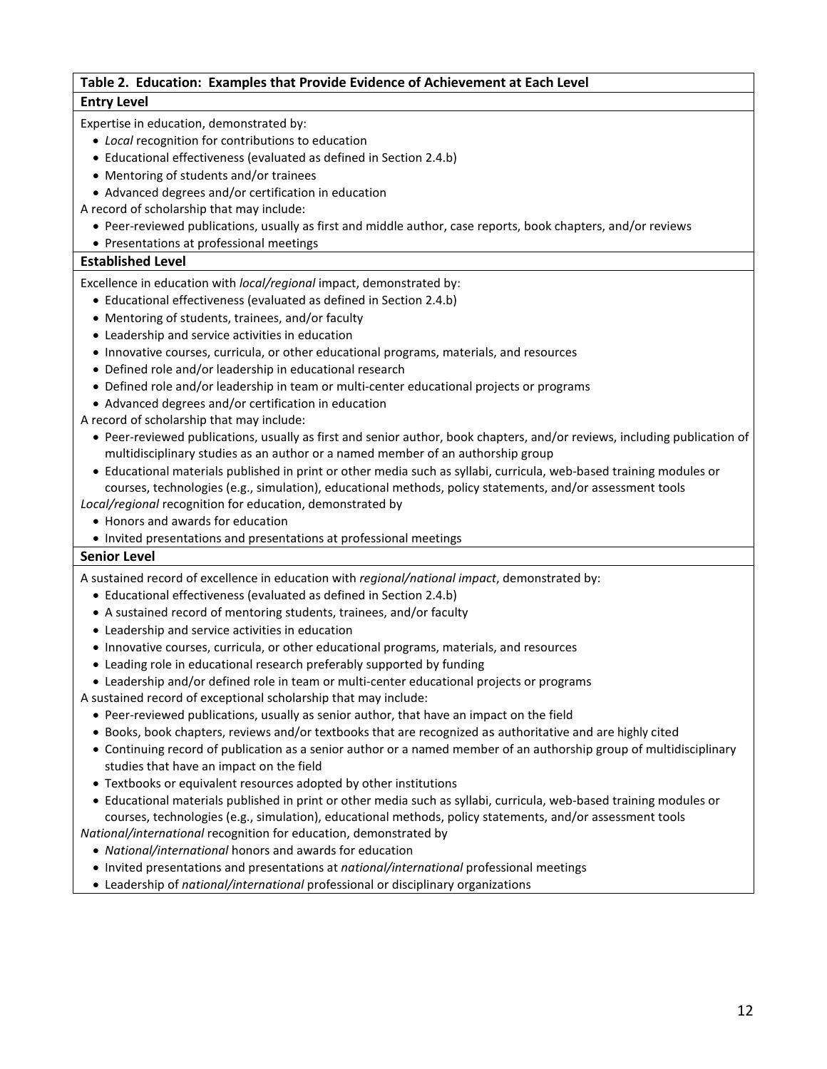**Table 2. Education: Examples that Provide Evidence of Achievement at Each Level**

**Entry Level**

Expertise in education, demonstrated by:

- *Local* recognition for contributions to education
- Educational effectiveness (evaluated as defined in Section 2.4.b)
- Mentoring of students and/or trainees
- Advanced degrees and/or certification in education

A record of scholarship that may include:

- Peer-reviewed publications, usually as first and middle author, case reports, book chapters, and/or reviews
- Presentations at professional meetings

**Established Level**

Excellence in education with *local/regional* impact, demonstrated by:

- Educational effectiveness (evaluated as defined in Section 2.4.b)
- Mentoring of students, trainees, and/or faculty
- Leadership and service activities in education
- Innovative courses, curricula, or other educational programs, materials, and resources
- Defined role and/or leadership in educational research
- Defined role and/or leadership in team or multi-center educational projects or programs
- Advanced degrees and/or certification in education

A record of scholarship that may include:

- Peer-reviewed publications, usually as first and senior author, book chapters, and/or reviews, including publication of multidisciplinary studies as an author or a named member of an authorship group
- Educational materials published in print or other media such as syllabi, curricula, web-based training modules or courses, technologies (e.g., simulation), educational methods, policy statements, and/or assessment tools

*Local/regional* recognition for education, demonstrated by

- Honors and awards for education
- Invited presentations and presentations at professional meetings

**Senior Level**

A sustained record of excellence in education with *regional/national impact*, demonstrated by:

- Educational effectiveness (evaluated as defined in Section 2.4.b)
- A sustained record of mentoring students, trainees, and/or faculty
- Leadership and service activities in education
- Innovative courses, curricula, or other educational programs, materials, and resources
- Leading role in educational research preferably supported by funding
- Leadership and/or defined role in team or multi-center educational projects or programs

A sustained record of exceptional scholarship that may include:

- Peer-reviewed publications, usually as senior author, that have an impact on the field
- Books, book chapters, reviews and/or textbooks that are recognized as authoritative and are highly cited
- Continuing record of publication as a senior author or a named member of an authorship group of multidisciplinary studies that have an impact on the field
- Textbooks or equivalent resources adopted by other institutions
- Educational materials published in print or other media such as syllabi, curricula, web-based training modules or courses, technologies (e.g., simulation), educational methods, policy statements, and/or assessment tools

*National/international* recognition for education, demonstrated by

- *National/international* honors and awards for education
- Invited presentations and presentations at *national/international* professional meetings
- Leadership of *national/international* professional or disciplinary organizations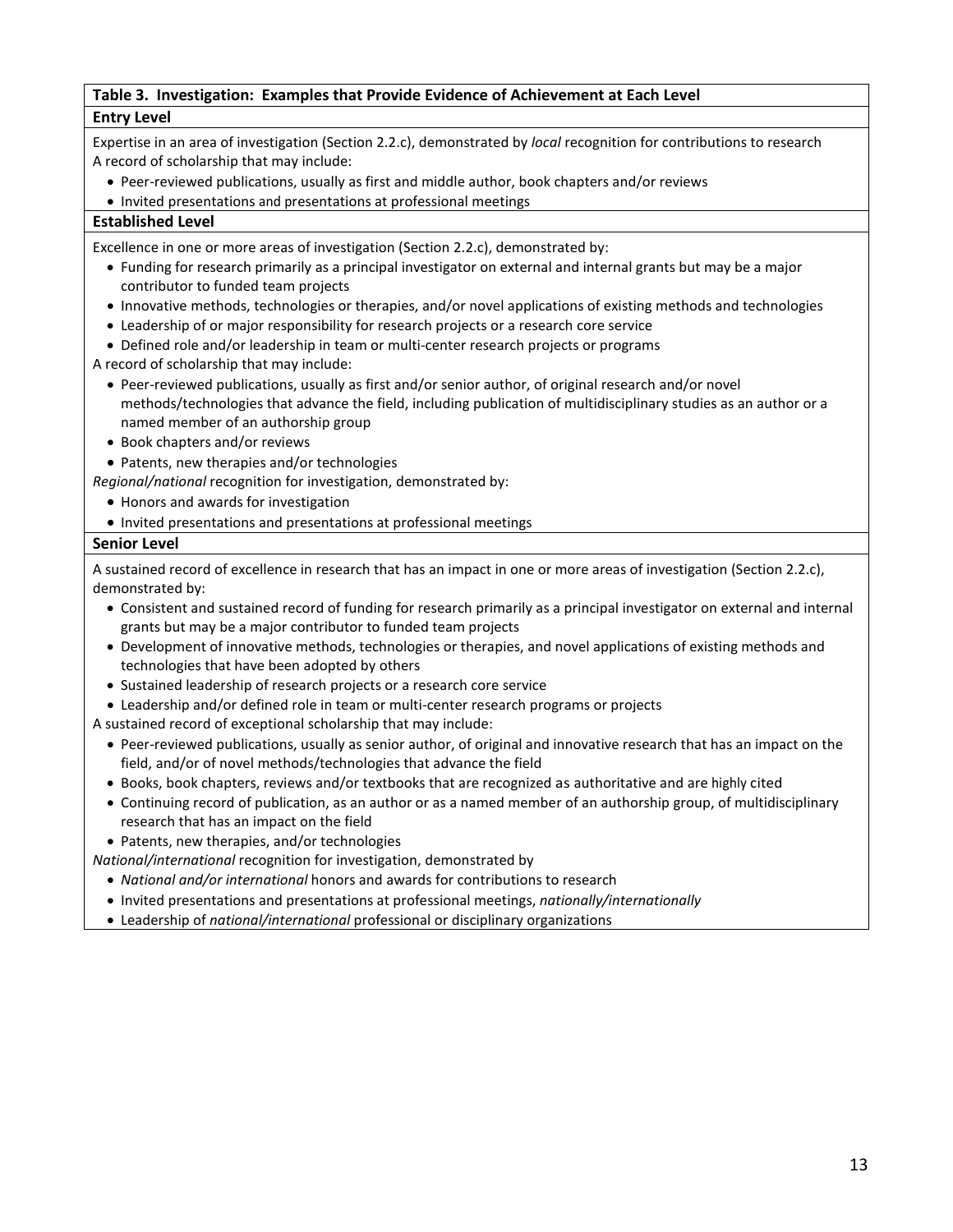**Table 3. Investigation: Examples that Provide Evidence of Achievement at Each Level**

**Entry Level**

Expertise in an area of investigation (Section 2.2.c), demonstrated by *local* recognition for contributions to research

A record of scholarship that may include:

- Peer-reviewed publications, usually as first and middle author, book chapters and/or reviews
- Invited presentations and presentations at professional meetings

**Established Level**

Excellence in one or more areas of investigation (Section 2.2.c), demonstrated by:

- Funding for research primarily as a principal investigator on external and internal grants but may be a major contributor to funded team projects
- Innovative methods, technologies or therapies, and/or novel applications of existing methods and technologies
- Leadership of or major responsibility for research projects or a research core service
- Defined role and/or leadership in team or multi-center research projects or programs

A record of scholarship that may include:

- Peer-reviewed publications, usually as first and/or senior author, of original research and/or novel methods/technologies that advance the field, including publication of multidisciplinary studies as an author or a named member of an authorship group
- Book chapters and/or reviews
- Patents, new therapies and/or technologies

*Regional/national* recognition for investigation, demonstrated by:

- Honors and awards for investigation
- Invited presentations and presentations at professional meetings

**Senior Level**

A sustained record of excellence in research that has an impact in one or more areas of investigation (Section 2.2.c), demonstrated by:

- Consistent and sustained record of funding for research primarily as a principal investigator on external and internal grants but may be a major contributor to funded team projects
- Development of innovative methods, technologies or therapies, and novel applications of existing methods and technologies that have been adopted by others
- Sustained leadership of research projects or a research core service
- Leadership and/or defined role in team or multi-center research programs or projects

A sustained record of exceptional scholarship that may include:

- Peer-reviewed publications, usually as senior author, of original and innovative research that has an impact on the field, and/or of novel methods/technologies that advance the field
- Books, book chapters, reviews and/or textbooks that are recognized as authoritative and are highly cited
- Continuing record of publication, as an author or as a named member of an authorship group, of multidisciplinary research that has an impact on the field
- Patents, new therapies, and/or technologies

*National/international* recognition for investigation, demonstrated by

- *National and/or international* honors and awards for contributions to research
- Invited presentations and presentations at professional meetings, *nationally/internationally*
- Leadership of *national/international* professional or disciplinary organizations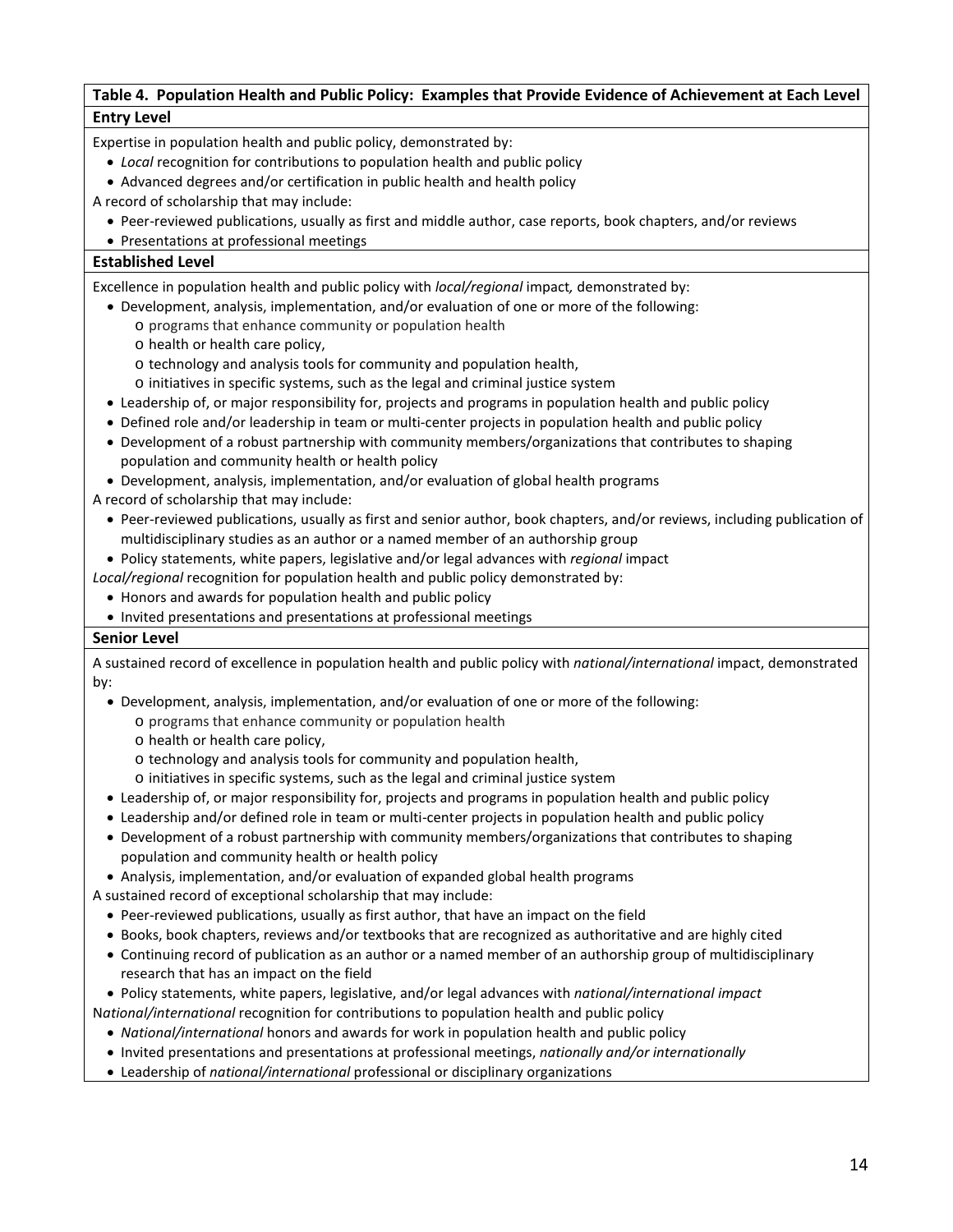**Table 4. Population Health and Public Policy: Examples that Provide Evidence of Achievement at Each Level**

**Entry Level**

Expertise in population health and public policy, demonstrated by:

- *Local* recognition for contributions to population health and public policy
- Advanced degrees and/or certification in public health and health policy

A record of scholarship that may include:

- Peer-reviewed publications, usually as first and middle author, case reports, book chapters, and/or reviews
- Presentations at professional meetings

**Established Level**

Excellence in population health and public policy with *local/regional* impact*,* demonstrated by:

- Development, analysis, implementation, and/or evaluation of one or more of the following:
  - programs that enhance community or population health
  - health or health care policy,
  - technology and analysis tools for community and population health,
  - initiatives in specific systems, such as the legal and criminal justice system
- Leadership of, or major responsibility for, projects and programs in population health and public policy
- Defined role and/or leadership in team or multi-center projects in population health and public policy
- Development of a robust partnership with community members/organizations that contributes to shaping population and community health or health policy
- Development, analysis, implementation, and/or evaluation of global health programs

A record of scholarship that may include:

- Peer-reviewed publications, usually as first and senior author, book chapters, and/or reviews, including publication of multidisciplinary studies as an author or a named member of an authorship group
- Policy statements, white papers, legislative and/or legal advances with *regional* impact

*Local/regional* recognition for population health and public policy demonstrated by:

- Honors and awards for population health and public policy
- Invited presentations and presentations at professional meetings

**Senior Level**

A sustained record of excellence in population health and public policy with *national/international* impact, demonstrated by:

- Development, analysis, implementation, and/or evaluation of one or more of the following:
  - programs that enhance community or population health
  - health or health care policy,
  - technology and analysis tools for community and population health,
  - initiatives in specific systems, such as the legal and criminal justice system
- Leadership of, or major responsibility for, projects and programs in population health and public policy
- Leadership and/or defined role in team or multi-center projects in population health and public policy
- Development of a robust partnership with community members/organizations that contributes to shaping population and community health or health policy
- Analysis, implementation, and/or evaluation of expanded global health programs

A sustained record of exceptional scholarship that may include:

- Peer-reviewed publications, usually as first author, that have an impact on the field
- Books, book chapters, reviews and/or textbooks that are recognized as authoritative and are highly cited
- Continuing record of publication as an author or a named member of an authorship group of multidisciplinary research that has an impact on the field
- Policy statements, white papers, legislative, and/or legal advances with *national/international impact*

N*ational/international* recognition for contributions to population health and public policy

- *National/international* honors and awards for work in population health and public policy
- Invited presentations and presentations at professional meetings, *nationally and/or internationally*
- Leadership of *national/international* professional or disciplinary organizations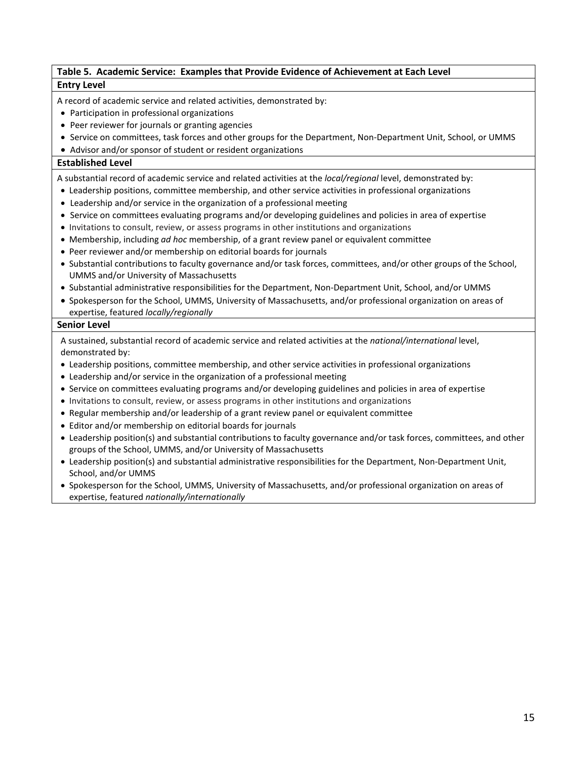**Table 5. Academic Service: Examples that Provide Evidence of Achievement at Each Level**

**Entry Level**

A record of academic service and related activities, demonstrated by:

- Participation in professional organizations
- Peer reviewer for journals or granting agencies
- Service on committees, task forces and other groups for the Department, Non-Department Unit, School, or UMMS
- Advisor and/or sponsor of student or resident organizations

**Established Level**

A substantial record of academic service and related activities at the *local/regional* level, demonstrated by:

- Leadership positions, committee membership, and other service activities in professional organizations
- Leadership and/or service in the organization of a professional meeting
- Service on committees evaluating programs and/or developing guidelines and policies in area of expertise
- Invitations to consult, review, or assess programs in other institutions and organizations
- Membership, including *ad hoc* membership, of a grant review panel or equivalent committee
- Peer reviewer and/or membership on editorial boards for journals
- Substantial contributions to faculty governance and/or task forces, committees, and/or other groups of the School, UMMS and/or University of Massachusetts
- Substantial administrative responsibilities for the Department, Non-Department Unit, School, and/or UMMS
- Spokesperson for the School, UMMS, University of Massachusetts, and/or professional organization on areas of expertise, featured *locally/regionally*

**Senior Level**

A sustained, substantial record of academic service and related activities at the *national/international* level, demonstrated by:

- Leadership positions, committee membership, and other service activities in professional organizations
- Leadership and/or service in the organization of a professional meeting
- Service on committees evaluating programs and/or developing guidelines and policies in area of expertise
- Invitations to consult, review, or assess programs in other institutions and organizations
- Regular membership and/or leadership of a grant review panel or equivalent committee
- Editor and/or membership on editorial boards for journals
- Leadership position(s) and substantial contributions to faculty governance and/or task forces, committees, and other groups of the School, UMMS, and/or University of Massachusetts
- Leadership position(s) and substantial administrative responsibilities for the Department, Non-Department Unit, School, and/or UMMS
- Spokesperson for the School, UMMS, University of Massachusetts, and/or professional organization on areas of expertise, featured *nationally/internationally*